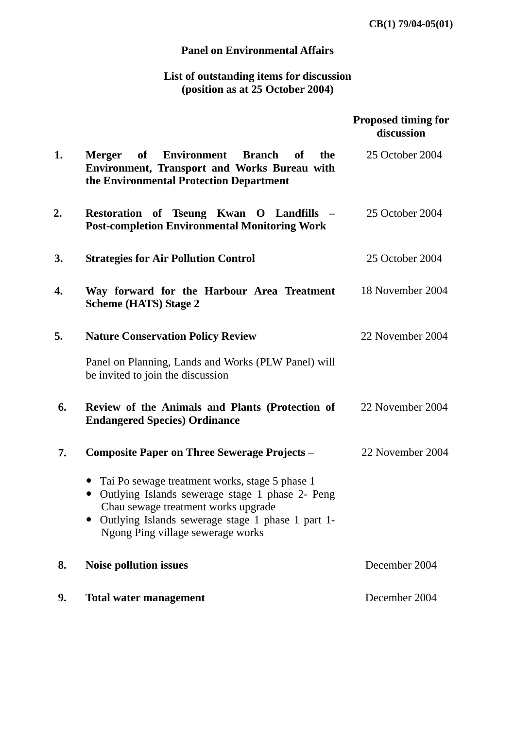CB(1) 79/04-05(01)

**Panel on Environmental Affairs**

**List of outstanding items for discussion**
**(position as at 25 October 2004)**

| | | Proposed timing for discussion |
|---|---|---|
| 1. | **Merger of Environment Branch of the Environment, Transport and Works Bureau with the Environmental Protection Department** | 25 October 2004 |
| 2. | **Restoration of Tseung Kwan O Landfills – Post-completion Environmental Monitoring Work** | 25 October 2004 |
| 3. | **Strategies for Air Pollution Control** | 25 October 2004 |
| 4. | **Way forward for the Harbour Area Treatment Scheme (HATS) Stage 2** | 18 November 2004 |
| 5. | **Nature Conservation Policy Review**<br><br>Panel on Planning, Lands and Works (PLW Panel) will be invited to join the discussion | 22 November 2004 |
| 6. | **Review of the Animals and Plants (Protection of Endangered Species) Ordinance** | 22 November 2004 |
| 7. | **Composite Paper on Three Sewerage Projects** –<br><br>• Tai Po sewage treatment works, stage 5 phase 1<br>• Outlying Islands sewerage stage 1 phase 2- Peng Chau sewage treatment works upgrade<br>• Outlying Islands sewerage stage 1 phase 1 part 1- Ngong Ping village sewerage works | 22 November 2004 |
| 8. | **Noise pollution issues** | December 2004 |
| 9. | **Total water management** | December 2004 |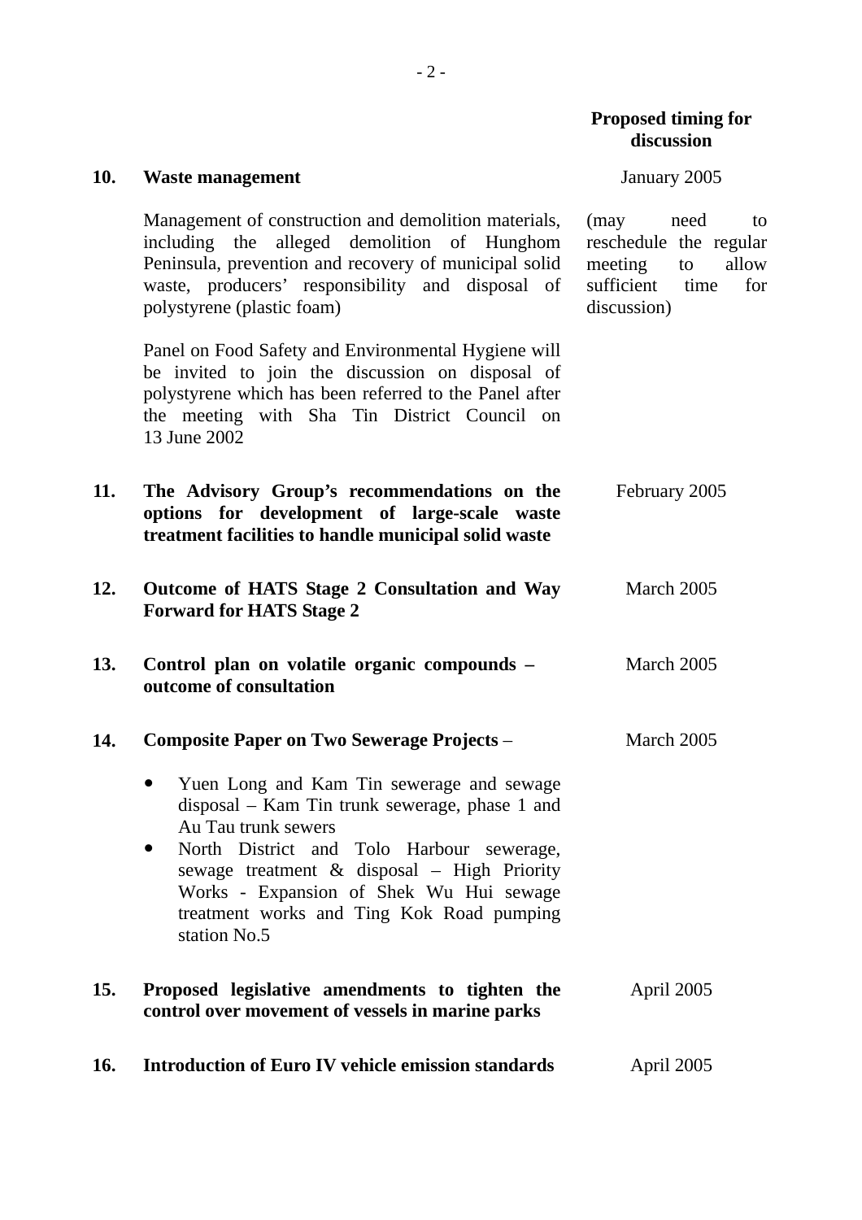| | | Proposed timing for discussion |
|---|---|---|
| **10.** | **Waste management**<br><br>Management of construction and demolition materials, including the alleged demolition of Hunghom Peninsula, prevention and recovery of municipal solid waste, producers' responsibility and disposal of polystyrene (plastic foam)<br><br>Panel on Food Safety and Environmental Hygiene will be invited to join the discussion on disposal of polystyrene which has been referred to the Panel after the meeting with Sha Tin District Council on 13 June 2002 | January 2005<br><br>(may need to reschedule the regular meeting to allow sufficient time for discussion) |
| **11.** | **The Advisory Group's recommendations on the options for development of large-scale waste treatment facilities to handle municipal solid waste** | February 2005 |
| **12.** | **Outcome of HATS Stage 2 Consultation and Way Forward for HATS Stage 2** | March 2005 |
| **13.** | **Control plan on volatile organic compounds – outcome of consultation** | March 2005 |
| **14.** | **Composite Paper on Two Sewerage Projects** –<br><br>• Yuen Long and Kam Tin sewerage and sewage disposal – Kam Tin trunk sewerage, phase 1 and Au Tau trunk sewers<br>• North District and Tolo Harbour sewerage, sewage treatment & disposal – High Priority Works - Expansion of Shek Wu Hui sewage treatment works and Ting Kok Road pumping station No.5 | March 2005 |
| **15.** | **Proposed legislative amendments to tighten the control over movement of vessels in marine parks** | April 2005 |
| **16.** | **Introduction of Euro IV vehicle emission standards** | April 2005 |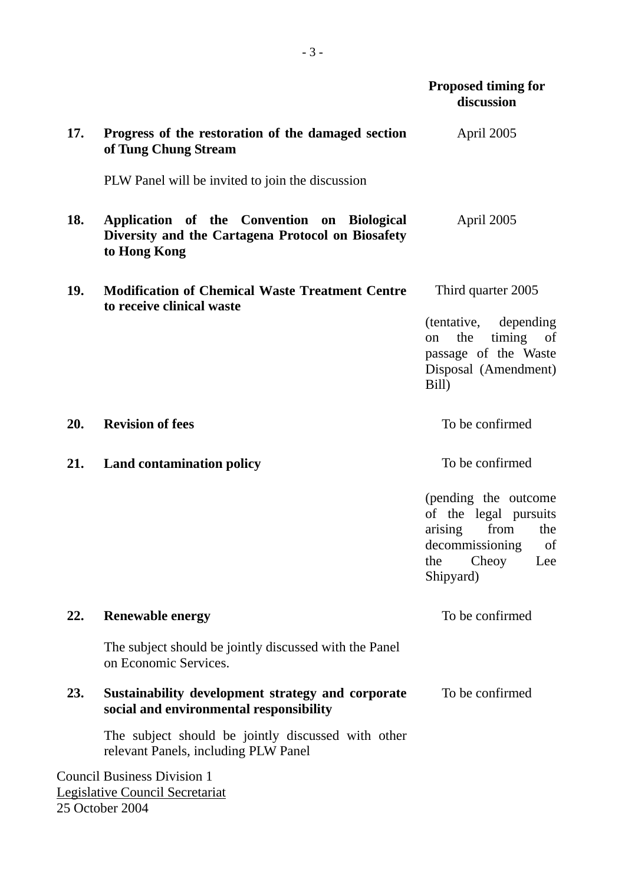| | | Proposed timing for discussion |
|---|---|---|
| **17.** | **Progress of the restoration of the damaged section of Tung Chung Stream**<br><br>PLW Panel will be invited to join the discussion | April 2005 |
| **18.** | **Application of the Convention on Biological Diversity and the Cartagena Protocol on Biosafety to Hong Kong** | April 2005 |
| **19.** | **Modification of Chemical Waste Treatment Centre to receive clinical waste** | Third quarter 2005<br><br>(tentative, depending on the timing of passage of the Waste Disposal (Amendment) Bill) |
| **20.** | **Revision of fees** | To be confirmed |
| **21.** | **Land contamination policy** | To be confirmed<br><br>(pending the outcome of the legal pursuits arising from the decommissioning of the Cheoy Lee Shipyard) |
| **22.** | **Renewable energy**<br><br>The subject should be jointly discussed with the Panel on Economic Services. | To be confirmed |
| **23.** | **Sustainability development strategy and corporate social and environmental responsibility**<br><br>The subject should be jointly discussed with other relevant Panels, including PLW Panel | To be confirmed |

Council Business Division 1
Legislative Council Secretariat
25 October 2004